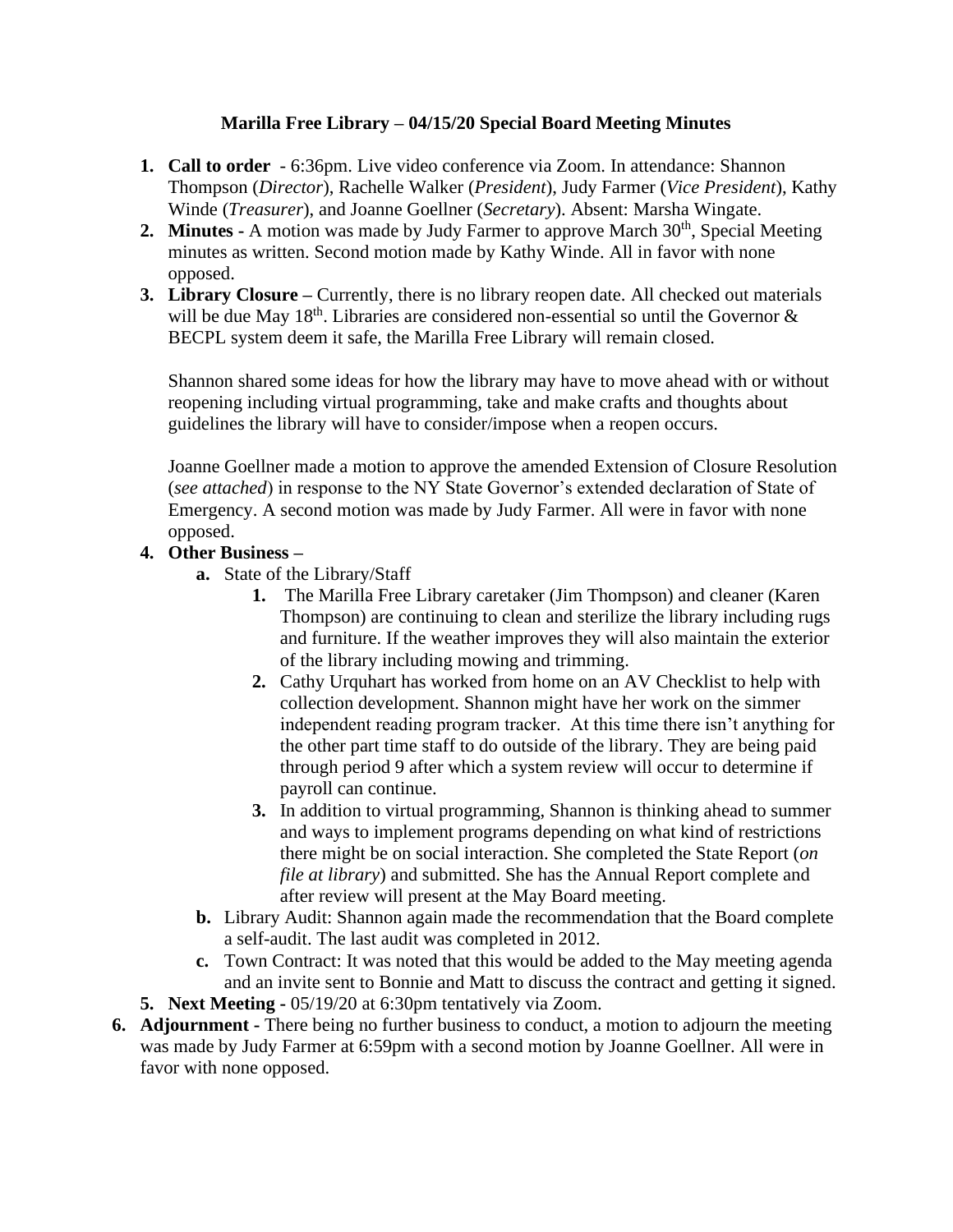# Marilla Free Library – 04/15/20 Special Board Meeting Minutes

1. **Call to order** - 6:36pm. Live video conference via Zoom. In attendance: Shannon Thompson (*Director*), Rachelle Walker (*President*), Judy Farmer (*Vice President*), Kathy Winde (*Treasurer*), and Joanne Goellner (*Secretary*). Absent: Marsha Wingate.
2. **Minutes -** A motion was made by Judy Farmer to approve March 30th, Special Meeting minutes as written. Second motion made by Kathy Winde. All in favor with none opposed.
3. **Library Closure –** Currently, there is no library reopen date. All checked out materials will be due May 18th. Libraries are considered non-essential so until the Governor & BECPL system deem it safe, the Marilla Free Library will remain closed.

   Shannon shared some ideas for how the library may have to move ahead with or without reopening including virtual programming, take and make crafts and thoughts about guidelines the library will have to consider/impose when a reopen occurs.

   Joanne Goellner made a motion to approve the amended Extension of Closure Resolution (*see attached*) in response to the NY State Governor's extended declaration of State of Emergency. A second motion was made by Judy Farmer. All were in favor with none opposed.
4. **Other Business –**
   a. State of the Library/Staff
      1. The Marilla Free Library caretaker (Jim Thompson) and cleaner (Karen Thompson) are continuing to clean and sterilize the library including rugs and furniture. If the weather improves they will also maintain the exterior of the library including mowing and trimming.
      2. Cathy Urquhart has worked from home on an AV Checklist to help with collection development. Shannon might have her work on the simmer independent reading program tracker. At this time there isn't anything for the other part time staff to do outside of the library. They are being paid through period 9 after which a system review will occur to determine if payroll can continue.
      3. In addition to virtual programming, Shannon is thinking ahead to summer and ways to implement programs depending on what kind of restrictions there might be on social interaction. She completed the State Report (*on file at library*) and submitted. She has the Annual Report complete and after review will present at the May Board meeting.

   b. Library Audit: Shannon again made the recommendation that the Board complete a self-audit. The last audit was completed in 2012.

   c. Town Contract: It was noted that this would be added to the May meeting agenda and an invite sent to Bonnie and Matt to discuss the contract and getting it signed.
5. **Next Meeting -** 05/19/20 at 6:30pm tentatively via Zoom.
6. **Adjournment -** There being no further business to conduct, a motion to adjourn the meeting was made by Judy Farmer at 6:59pm with a second motion by Joanne Goellner. All were in favor with none opposed.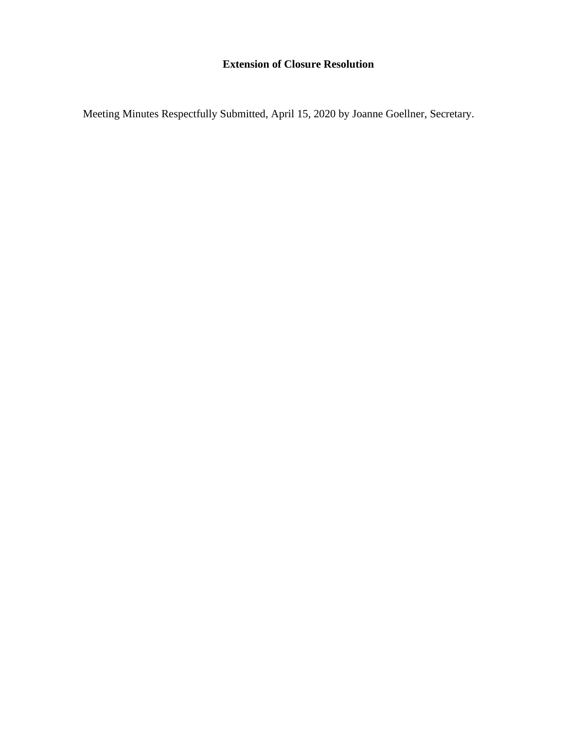**Extension of Closure Resolution**

Meeting Minutes Respectfully Submitted, April 15, 2020 by Joanne Goellner, Secretary.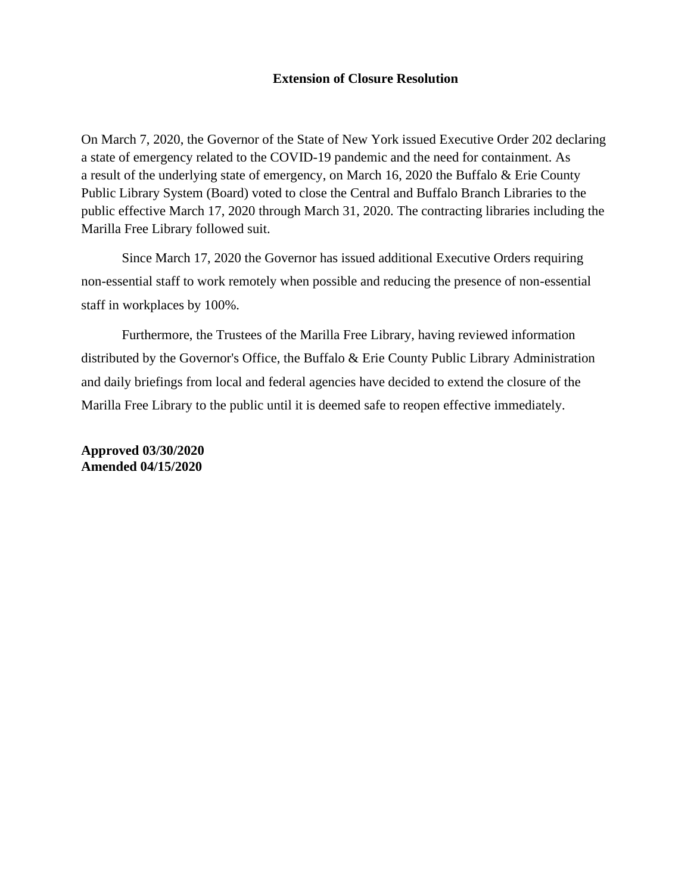**Extension of Closure Resolution**

On March 7, 2020, the Governor of the State of New York issued Executive Order 202 declaring a state of emergency related to the COVID-19 pandemic and the need for containment. As a result of the underlying state of emergency, on March 16, 2020 the Buffalo & Erie County Public Library System (Board) voted to close the Central and Buffalo Branch Libraries to the public effective March 17, 2020 through March 31, 2020. The contracting libraries including the Marilla Free Library followed suit.

Since March 17, 2020 the Governor has issued additional Executive Orders requiring non-essential staff to work remotely when possible and reducing the presence of non-essential staff in workplaces by 100%.

Furthermore, the Trustees of the Marilla Free Library, having reviewed information distributed by the Governor's Office, the Buffalo & Erie County Public Library Administration and daily briefings from local and federal agencies have decided to extend the closure of the Marilla Free Library to the public until it is deemed safe to reopen effective immediately.

**Approved 03/30/2020**
**Amended 04/15/2020**